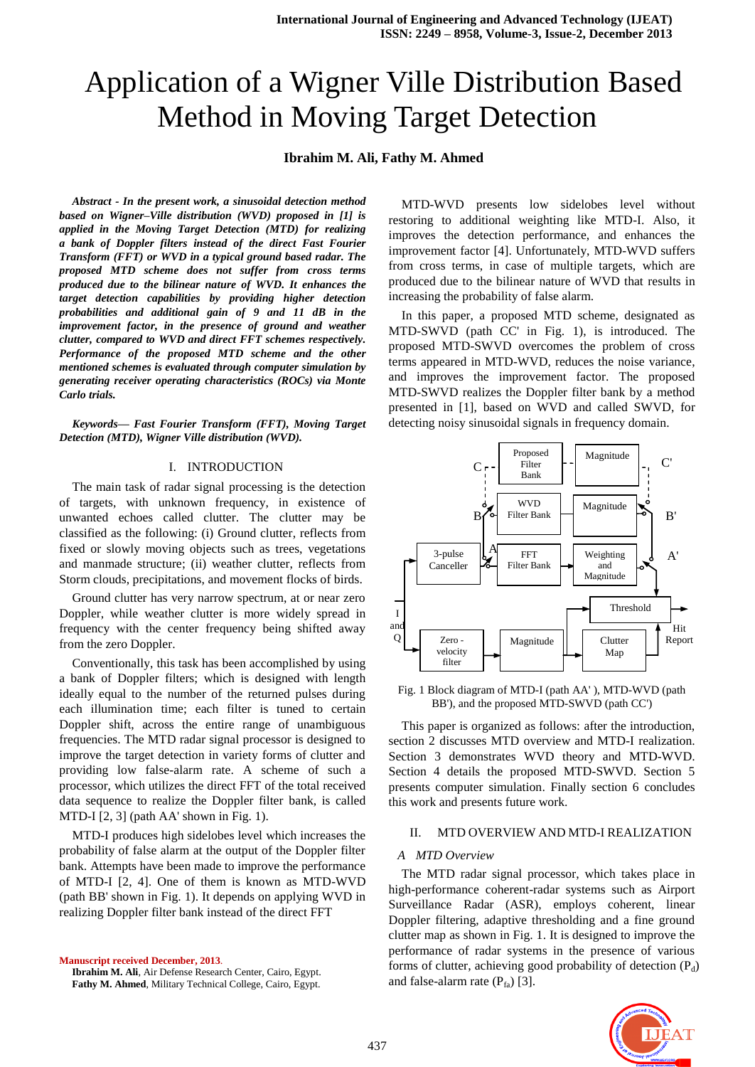# Application of a Wigner Ville Distribution Based Method in Moving Target Detection

**Ibrahim M. Ali, Fathy M. Ahmed**

***Abstract - In the present work, a sinusoidal detection method based on Wigner–Ville distribution (WVD) proposed in [1] is applied in the Moving Target Detection (MTD) for realizing a bank of Doppler filters instead of the direct Fast Fourier Transform (FFT) or WVD in a typical ground based radar. The proposed MTD scheme does not suffer from cross terms produced due to the bilinear nature of WVD. It enhances the target detection capabilities by providing higher detection probabilities and additional gain of 9 and 11 dB in the improvement factor, in the presence of ground and weather clutter, compared to WVD and direct FFT schemes respectively. Performance of the proposed MTD scheme and the other mentioned schemes is evaluated through computer simulation by generating receiver operating characteristics (ROCs) via Monte Carlo trials.***

***Keywords— Fast Fourier Transform (FFT), Moving Target Detection (MTD), Wigner Ville distribution (WVD).***

## I. INTRODUCTION

The main task of radar signal processing is the detection of targets, with unknown frequency, in existence of unwanted echoes called clutter. The clutter may be classified as the following: (i) Ground clutter, reflects from fixed or slowly moving objects such as trees, vegetations and manmade structure; (ii) weather clutter, reflects from Storm clouds, precipitations, and movement flocks of birds.

Ground clutter has very narrow spectrum, at or near zero Doppler, while weather clutter is more widely spread in frequency with the center frequency being shifted away from the zero Doppler.

Conventionally, this task has been accomplished by using a bank of Doppler filters; which is designed with length ideally equal to the number of the returned pulses during each illumination time; each filter is tuned to certain Doppler shift, across the entire range of unambiguous frequencies. The MTD radar signal processor is designed to improve the target detection in variety forms of clutter and providing low false-alarm rate. A scheme of such a processor, which utilizes the direct FFT of the total received data sequence to realize the Doppler filter bank, is called MTD-I [2, 3] (path AA' shown in Fig. 1).

MTD-I produces high sidelobes level which increases the probability of false alarm at the output of the Doppler filter bank. Attempts have been made to improve the performance of MTD-I [2, 4]. One of them is known as MTD-WVD (path BB' shown in Fig. 1). It depends on applying WVD in realizing Doppler filter bank instead of the direct FFT MTD-WVD presents low sidelobes level without restoring to additional weighting like MTD-I. Also, it improves the detection performance, and enhances the improvement factor [4]. Unfortunately, MTD-WVD suffers from cross terms, in case of multiple targets, which are produced due to the bilinear nature of WVD that results in increasing the probability of false alarm.

In this paper, a proposed MTD scheme, designated as MTD-SWVD (path CC' in Fig. 1), is introduced. The proposed MTD-SWVD overcomes the problem of cross terms appeared in MTD-WVD, reduces the noise variance, and improves the improvement factor. The proposed MTD-SWVD realizes the Doppler filter bank by a method presented in [1], based on WVD and called SWVD, for detecting noisy sinusoidal signals in frequency domain.

Fig. 1 Block diagram of MTD-I (path AA' ), MTD-WVD (path BB'), and the proposed MTD-SWVD (path CC')

This paper is organized as follows: after the introduction, section 2 discusses MTD overview and MTD-I realization. Section 3 demonstrates WVD theory and MTD-WVD. Section 4 details the proposed MTD-SWVD. Section 5 presents computer simulation. Finally section 6 concludes this work and presents future work.

## II. MTD OVERVIEW AND MTD-I REALIZATION

### *A MTD Overview*

The MTD radar signal processor, which takes place in high-performance coherent-radar systems such as Airport Surveillance Radar (ASR), employs coherent, linear Doppler filtering, adaptive thresholding and a fine ground clutter map as shown in Fig. 1. It is designed to improve the performance of radar systems in the presence of various forms of clutter, achieving good probability of detection ($P_d$) and false-alarm rate ($P_{fa}$) [3].

**Manuscript received December, 2013**.
**Ibrahim M. Ali**, Air Defense Research Center, Cairo, Egypt.
**Fathy M. Ahmed**, Military Technical College, Cairo, Egypt.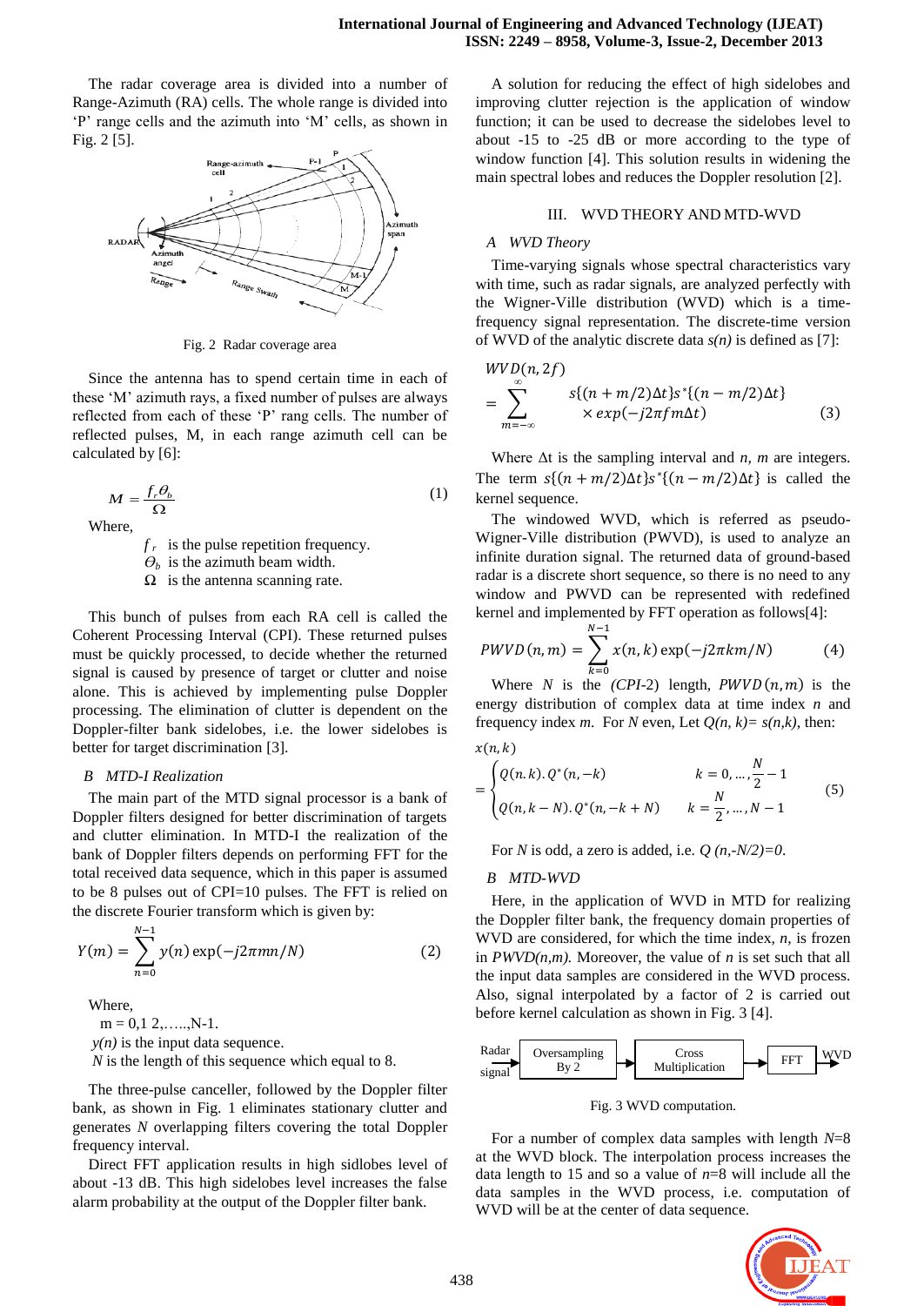The radar coverage area is divided into a number of Range-Azimuth (RA) cells. The whole range is divided into 'P' range cells and the azimuth into 'M' cells, as shown in Fig. 2 [5].

Fig. 2 Radar coverage area

Since the antenna has to spend certain time in each of these 'M' azimuth rays, a fixed number of pulses are always reflected from each of these 'P' rang cells. The number of reflected pulses, M, in each range azimuth cell can be calculated by [6]:

$$M = \frac{f_r \Theta_b}{\Omega} \tag{1}$$

Where,

- $f_r$ is the pulse repetition frequency.
- $\Theta_b$ is the azimuth beam width.
- $\Omega$ is the antenna scanning rate.

This bunch of pulses from each RA cell is called the Coherent Processing Interval (CPI). These returned pulses must be quickly processed, to decide whether the returned signal is caused by presence of target or clutter and noise alone. This is achieved by implementing pulse Doppler processing. The elimination of clutter is dependent on the Doppler-filter bank sidelobes, i.e. the lower sidelobes is better for target discrimination [3].

### B MTD-I Realization

The main part of the MTD signal processor is a bank of Doppler filters designed for better discrimination of targets and clutter elimination. In MTD-I the realization of the bank of Doppler filters depends on performing FFT for the total received data sequence, which in this paper is assumed to be 8 pulses out of CPI=10 pulses. The FFT is relied on the discrete Fourier transform which is given by:

$$Y(m) = \sum_{n=0}^{N-1} y(n)\exp(-j2\pi mn/N) \tag{2}$$

Where,

m = 0,1 2,…..,N-1.

$y(n)$ is the input data sequence.

$N$ is the length of this sequence which equal to 8.

The three-pulse canceller, followed by the Doppler filter bank, as shown in Fig. 1 eliminates stationary clutter and generates $N$ overlapping filters covering the total Doppler frequency interval.

Direct FFT application results in high sidlobes level of about -13 dB. This high sidelobes level increases the false alarm probability at the output of the Doppler filter bank.

A solution for reducing the effect of high sidelobes and improving clutter rejection is the application of window function; it can be used to decrease the sidelobes level to about -15 to -25 dB or more according to the type of window function [4]. This solution results in widening the main spectral lobes and reduces the Doppler resolution [2].

## III. WVD THEORY AND MTD-WVD

### A WVD Theory

Time-varying signals whose spectral characteristics vary with time, such as radar signals, are analyzed perfectly with the Wigner-Ville distribution (WVD) which is a time-frequency signal representation. The discrete-time version of WVD of the analytic discrete data $s(n)$ is defined as [7]:

$$WVD(n,2f) = \sum_{m=-\infty}^{\infty} \begin{matrix} s\{(n+m/2)\Delta t\}s^*\{(n-m/2)\Delta t\} \\ \times \exp(-j2\pi fm\Delta t) \end{matrix} \tag{3}$$

Where $\Delta t$ is the sampling interval and $n$, $m$ are integers. The term $s\{(n+m/2)\Delta t\}s^*\{(n-m/2)\Delta t\}$ is called the kernel sequence.

The windowed WVD, which is referred as pseudo-Wigner-Ville distribution (PWVD), is used to analyze an infinite duration signal. The returned data of ground-based radar is a discrete short sequence, so there is no need to any window and PWVD can be represented with redefined kernel and implemented by FFT operation as follows[4]:

$$PWVD(n,m) = \sum_{k=0}^{N-1} x(n,k)\exp(-j2\pi km/N) \tag{4}$$

Where $N$ is the *(CPI-2)* length, $PWVD(n,m)$ is the energy distribution of complex data at time index $n$ and frequency index $m$. For $N$ even, Let $Q(n, k)= s(n,k)$, then:

$$x(n,k) = \begin{cases} Q(n.k).Q^*(n,-k) & k = 0,\ldots,\frac{N}{2}-1 \\ Q(n,k-N).Q^*(n,-k+N) & k = \frac{N}{2},\ldots,N-1 \end{cases} \tag{5}$$

For $N$ is odd, a zero is added, i.e. $Q(n,-N/2)=0$.

### B MTD-WVD

Here, in the application of WVD in MTD for realizing the Doppler filter bank, the frequency domain properties of WVD are considered, for which the time index, $n$, is frozen in $PWVD(n,m)$. Moreover, the value of $n$ is set such that all the input data samples are considered in the WVD process. Also, signal interpolated by a factor of 2 is carried out before kernel calculation as shown in Fig. 3 [4].

Radar signal → Oversampling By 2 → Cross Multiplication → FFT → WVD

Fig. 3 WVD computation.

For a number of complex data samples with length $N$=8 at the WVD block. The interpolation process increases the data length to 15 and so a value of $n$=8 will include all the data samples in the WVD process, i.e. computation of WVD will be at the center of data sequence.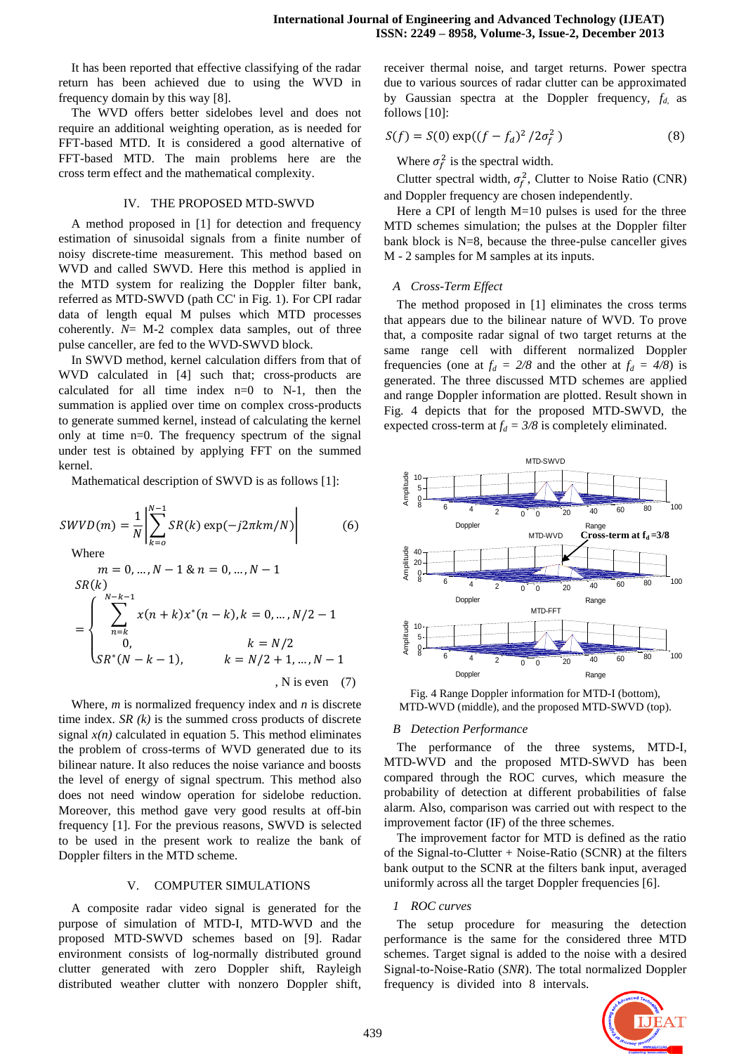It has been reported that effective classifying of the radar return has been achieved due to using the WVD in frequency domain by this way [8].

The WVD offers better sidelobes level and does not require an additional weighting operation, as is needed for FFT-based MTD. It is considered a good alternative of FFT-based MTD. The main problems here are the cross term effect and the mathematical complexity.

## IV. THE PROPOSED MTD-SWVD

A method proposed in [1] for detection and frequency estimation of sinusoidal signals from a finite number of noisy discrete-time measurement. This method based on WVD and called SWVD. Here this method is applied in the MTD system for realizing the Doppler filter bank, referred as MTD-SWVD (path CC' in Fig. 1). For CPI radar data of length equal M pulses which MTD processes coherently. *N*= M-2 complex data samples, out of three pulse canceller, are fed to the WVD-SWVD block.

In SWVD method, kernel calculation differs from that of WVD calculated in [4] such that; cross-products are calculated for all time index n=0 to N-1, then the summation is applied over time on complex cross-products to generate summed kernel, instead of calculating the kernel only at time n=0. The frequency spectrum of the signal under test is obtained by applying FFT on the summed kernel.

Mathematical description of SWVD is as follows [1]:

$$SWVD(m) = \frac{1}{N}\left|\sum_{k=o}^{N-1} SR(k)\exp(-j2\pi km/N)\right| \qquad (6)$$

Where

$$m = 0,\dots,N-1 \;\&\; n = 0,\dots,N-1$$

$$SR(k) = \begin{cases} \sum_{n=k}^{N-k-1} x(n+k)x^{*}(n-k), & k = 0,\dots,N/2-1 \\ 0, & k = N/2 \\ SR^{*}(N-k-1), & k = N/2+1,\dots,N-1 \end{cases}$$

, N is even (7)

Where, *m* is normalized frequency index and *n* is discrete time index. *SR (k)* is the summed cross products of discrete signal *x(n)* calculated in equation 5. This method eliminates the problem of cross-terms of WVD generated due to its bilinear nature. It also reduces the noise variance and boosts the level of energy of signal spectrum. This method also does not need window operation for sidelobe reduction. Moreover, this method gave very good results at off-bin frequency [1]. For the previous reasons, SWVD is selected to be used in the present work to realize the bank of Doppler filters in the MTD scheme.

## V. COMPUTER SIMULATIONS

A composite radar video signal is generated for the purpose of simulation of MTD-I, MTD-WVD and the proposed MTD-SWVD schemes based on [9]. Radar environment consists of log-normally distributed ground clutter generated with zero Doppler shift, Rayleigh distributed weather clutter with nonzero Doppler shift, receiver thermal noise, and target returns. Power spectra due to various sources of radar clutter can be approximated by Gaussian spectra at the Doppler frequency, $f_d$, as follows [10]:

$$S(f) = S(0)\exp((f-f_d)^2/2\sigma_f^2) \qquad (8)$$

Where $\sigma_f^2$ is the spectral width.

Clutter spectral width, $\sigma_f^2$, Clutter to Noise Ratio (CNR) and Doppler frequency are chosen independently.

Here a CPI of length M=10 pulses is used for the three MTD schemes simulation; the pulses at the Doppler filter bank block is N=8, because the three-pulse canceller gives M - 2 samples for M samples at its inputs.

### *A Cross-Term Effect*

The method proposed in [1] eliminates the cross terms that appears due to the bilinear nature of WVD. To prove that, a composite radar signal of two target returns at the same range cell with different normalized Doppler frequencies (one at $f_d = 2/8$ and the other at $f_d = 4/8$) is generated. The three discussed MTD schemes are applied and range Doppler information are plotted. Result shown in Fig. 4 depicts that for the proposed MTD-SWVD, the expected cross-term at $f_d = 3/8$ is completely eliminated.

Fig. 4 Range Doppler information for MTD-I (bottom), MTD-WVD (middle), and the proposed MTD-SWVD (top).

### *B Detection Performance*

The performance of the three systems, MTD-I, MTD-WVD and the proposed MTD-SWVD has been compared through the ROC curves, which measure the probability of detection at different probabilities of false alarm. Also, comparison was carried out with respect to the improvement factor (IF) of the three schemes.

The improvement factor for MTD is defined as the ratio of the Signal-to-Clutter + Noise-Ratio (SCNR) at the filters bank output to the SCNR at the filters bank input, averaged uniformly across all the target Doppler frequencies [6].

#### *1 ROC curves*

The setup procedure for measuring the detection performance is the same for the considered three MTD schemes. Target signal is added to the noise with a desired Signal-to-Noise-Ratio (*SNR*). The total normalized Doppler frequency is divided into 8 intervals.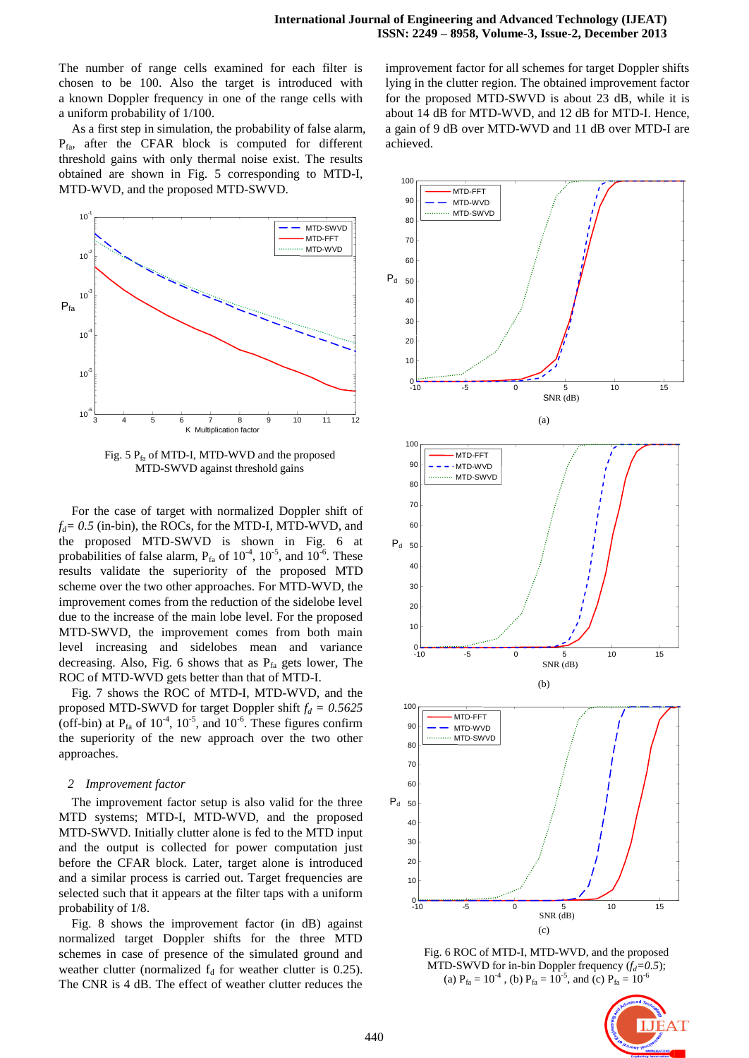The number of range cells examined for each filter is chosen to be 100. Also the target is introduced with a known Doppler frequency in one of the range cells with a uniform probability of 1/100.

As a first step in simulation, the probability of false alarm, $P_{fa}$, after the CFAR block is computed for different threshold gains with only thermal noise exist. The results obtained are shown in Fig. 5 corresponding to MTD-I, MTD-WVD, and the proposed MTD-SWVD.

Fig. 5 $P_{fa}$ of MTD-I, MTD-WVD and the proposed MTD-SWVD against threshold gains

For the case of target with normalized Doppler shift of $f_d = 0.5$ (in-bin), the ROCs, for the MTD-I, MTD-WVD, and the proposed MTD-SWVD is shown in Fig. 6 at probabilities of false alarm, $P_{fa}$ of $10^{-4}$, $10^{-5}$, and $10^{-6}$. These results validate the superiority of the proposed MTD scheme over the two other approaches. For MTD-WVD, the improvement comes from the reduction of the sidelobe level due to the increase of the main lobe level. For the proposed MTD-SWVD, the improvement comes from both main level increasing and sidelobes mean and variance decreasing. Also, Fig. 6 shows that as $P_{fa}$ gets lower, The ROC of MTD-WVD gets better than that of MTD-I.

Fig. 7 shows the ROC of MTD-I, MTD-WVD, and the proposed MTD-SWVD for target Doppler shift $f_d = 0.5625$ (off-bin) at $P_{fa}$ of $10^{-4}$, $10^{-5}$, and $10^{-6}$. These figures confirm the superiority of the new approach over the two other approaches.

### 2 Improvement factor

The improvement factor setup is also valid for the three MTD systems; MTD-I, MTD-WVD, and the proposed MTD-SWVD. Initially clutter alone is fed to the MTD input and the output is collected for power computation just before the CFAR block. Later, target alone is introduced and a similar process is carried out. Target frequencies are selected such that it appears at the filter taps with a uniform probability of 1/8.

Fig. 8 shows the improvement factor (in dB) against normalized target Doppler shifts for the three MTD schemes in case of presence of the simulated ground and weather clutter (normalized $f_d$ for weather clutter is 0.25). The CNR is 4 dB. The effect of weather clutter reduces the improvement factor for all schemes for target Doppler shifts lying in the clutter region. The obtained improvement factor for the proposed MTD-SWVD is about 23 dB, while it is about 14 dB for MTD-WVD, and 12 dB for MTD-I. Hence, a gain of 9 dB over MTD-WVD and 11 dB over MTD-I are achieved.

(a)

(b)

(c)

Fig. 6 ROC of MTD-I, MTD-WVD, and the proposed MTD-SWVD for in-bin Doppler frequency ($f_d=0.5$); (a) $P_{fa} = 10^{-4}$ , (b) $P_{fa} = 10^{-5}$, and (c) $P_{fa} = 10^{-6}$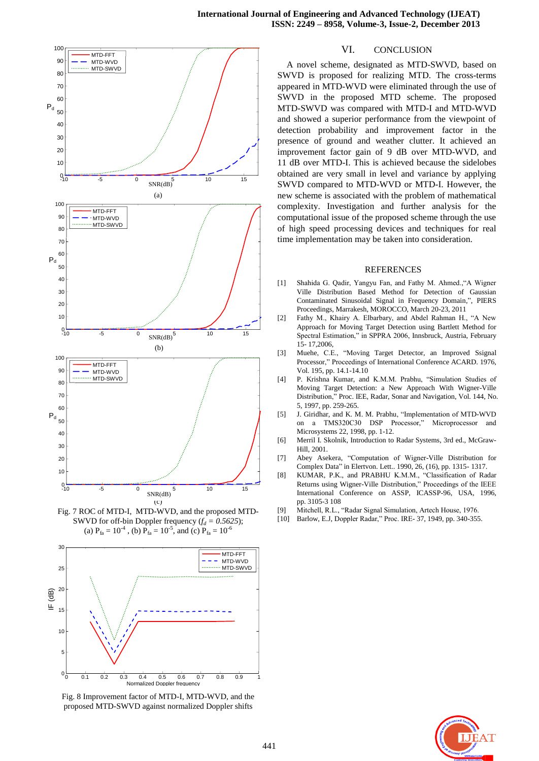100
90
80
70
60
$P_d$ 50
40
30
20
10
0
-10 -5 0 5 10 15
SNR(dB)

MTD-FFT
MTD-WVD
MTD-SWVD

(a)

100
90
80
70
60
$P_d$ 50
40
30
20
10
0
-10 -5 0 5 10 15
SNR(dB)

MTD-FFT
MTD-WVD
MTD-SWVD

(b)

100
90
80
70
60
$P_d$ 50
40
30
20
10
0
-10 -5 0 5 10 15
SNR(dB)

MTD-FFT
MTD-WVD
MTD-SWVD

(c)

Fig. 7 ROC of MTD-I, MTD-WVD, and the proposed MTD-SWVD for off-bin Doppler frequency ($f_d$ = *0.5625*); (a) $P_{fa} = 10^{-4}$ , (b) $P_{fa} = 10^{-5}$, and (c) $P_{fa} = 10^{-6}$

30
25
20
IF (dB) 15
10
5
0
0 0.1 0.2 0.3 0.4 0.5 0.6 0.7 0.8 0.9 1
Normalized Doppler frequency

MTD-FFT
MTD-WVD
MTD-SWVD

Fig. 8 Improvement factor of MTD-I, MTD-WVD, and the proposed MTD-SWVD against normalized Doppler shifts

## VI. CONCLUSION

A novel scheme, designated as MTD-SWVD, based on SWVD is proposed for realizing MTD. The cross-terms appeared in MTD-WVD were eliminated through the use of SWVD in the proposed MTD scheme. The proposed MTD-SWVD was compared with MTD-I and MTD-WVD and showed a superior performance from the viewpoint of detection probability and improvement factor in the presence of ground and weather clutter. It achieved an improvement factor gain of 9 dB over MTD-WVD, and 11 dB over MTD-I. This is achieved because the sidelobes obtained are very small in level and variance by applying SWVD compared to MTD-WVD or MTD-I. However, the new scheme is associated with the problem of mathematical complexity. Investigation and further analysis for the computational issue of the proposed scheme through the use of high speed processing devices and techniques for real time implementation may be taken into consideration.

## REFERENCES

[1] Shahida G. Qadir, Yangyu Fan, and Fathy M. Ahmed.,"A Wigner Ville Distribution Based Method for Detection of Gaussian Contaminated Sinusoidal Signal in Frequency Domain,", PIERS Proceedings, Marrakesh, MOROCCO, March 20-23, 2011

[2] Fathy M., Khairy A. Elbarbary, and Abdel Rahman H., "A New Approach for Moving Target Detection using Bartlett Method for Spectral Estimation," in SPPRA 2006, Innsbruck, Austria, February 15- 17,2006,

[3] Muehe, C.E., "Moving Target Detector, an Improved Ssignal Processor," Proceedings of International Conference ACARD. 1976, Vol. 195, pp. 14.1-14.10

[4] P. Krishna Kumar, and K.M.M. Prabhu, "Simulation Studies of Moving Target Detection: a New Approach With Wigner-Ville Distribution," Proc. IEE, Radar, Sonar and Navigation, Vol. 144, No. 5, 1997, pp. 259-265.

[5] J. Giridhar, and K. M. M. Prabhu, "Implementation of MTD-WVD on a TMS320C30 DSP Processor," Microprocessor and Microsystems 22, 1998, pp. 1-12.

[6] Merril I. Skolnik, Introduction to Radar Systems, 3rd ed., McGraw-Hill, 2001.

[7] Abey Asekera, "Computation of Wigner-Ville Distribution for Complex Data" in Elertvon. Lett.. 1990, 26, (16), pp. 1315- 1317.

[8] KUMAR, P.K., and PRABHU K.M.M., "Classification of Radar Returns using Wigner-Ville Distribution," Proceedings of the IEEE International Conference on ASSP, ICASSP-96, USA, 1996, pp. 3105-3 108

[9] Mitchell, R.L., "Radar Signal Simulation, Artech House, 1976.

[10] Barlow, E.J, Doppler Radar," Proc. IRE- 37, 1949, pp. 340-355.